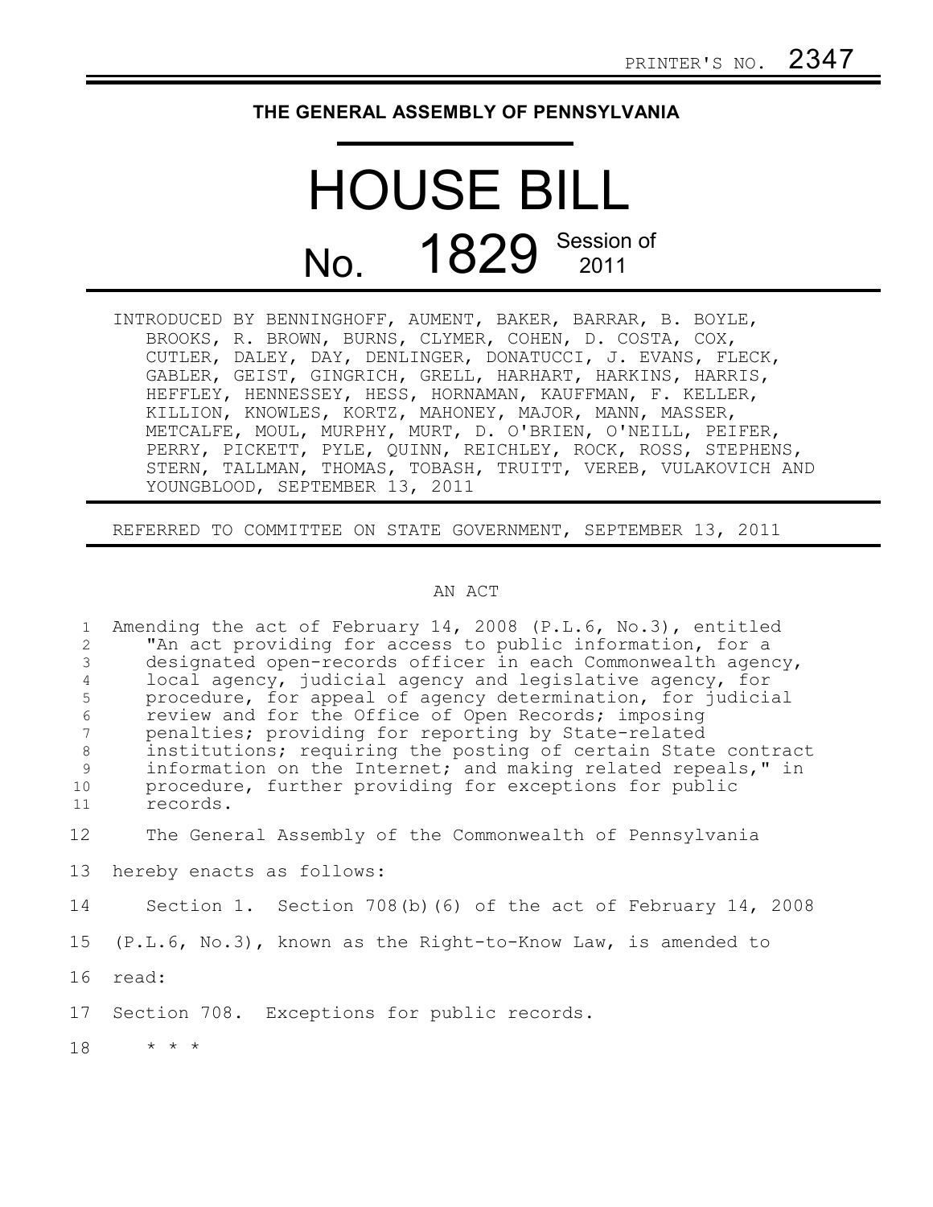PRINTER'S NO. 2347

**THE GENERAL ASSEMBLY OF PENNSYLVANIA**

# HOUSE BILL

## No. 1829 Session of 2011

INTRODUCED BY BENNINGHOFF, AUMENT, BAKER, BARRAR, B. BOYLE, BROOKS, R. BROWN, BURNS, CLYMER, COHEN, D. COSTA, COX, CUTLER, DALEY, DAY, DENLINGER, DONATUCCI, J. EVANS, FLECK, GABLER, GEIST, GINGRICH, GRELL, HARHART, HARKINS, HARRIS, HEFFLEY, HENNESSEY, HESS, HORNAMAN, KAUFFMAN, F. KELLER, KILLION, KNOWLES, KORTZ, MAHONEY, MAJOR, MANN, MASSER, METCALFE, MOUL, MURPHY, MURT, D. O'BRIEN, O'NEILL, PEIFER, PERRY, PICKETT, PYLE, QUINN, REICHLEY, ROCK, ROSS, STEPHENS, STERN, TALLMAN, THOMAS, TOBASH, TRUITT, VEREB, VULAKOVICH AND YOUNGBLOOD, SEPTEMBER 13, 2011

REFERRED TO COMMITTEE ON STATE GOVERNMENT, SEPTEMBER 13, 2011

AN ACT

1 Amending the act of February 14, 2008 (P.L.6, No.3), entitled
2 "An act providing for access to public information, for a
3 designated open-records officer in each Commonwealth agency,
4 local agency, judicial agency and legislative agency, for
5 procedure, for appeal of agency determination, for judicial
6 review and for the Office of Open Records; imposing
7 penalties; providing for reporting by State-related
8 institutions; requiring the posting of certain State contract
9 information on the Internet; and making related repeals," in
10 procedure, further providing for exceptions for public
11 records.

12 The General Assembly of the Commonwealth of Pennsylvania
13 hereby enacts as follows:

14 Section 1. Section 708(b)(6) of the act of February 14, 2008
15 (P.L.6, No.3), known as the Right-to-Know Law, is amended to
16 read:

17 Section 708. Exceptions for public records.

18 * * *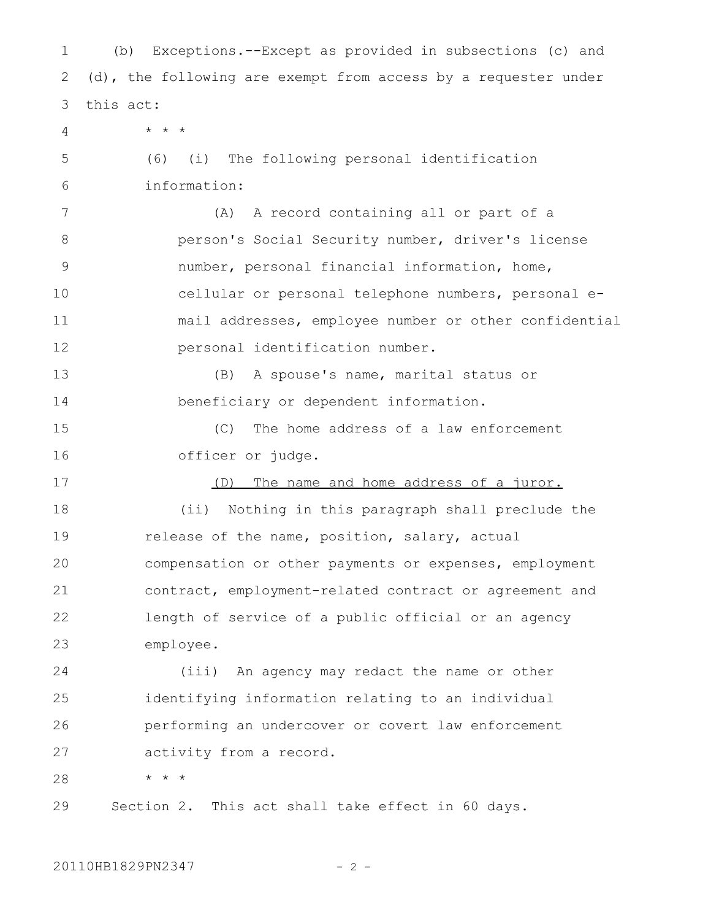(b) Exceptions.--Except as provided in subsections (c) and (d), the following are exempt from access by a requester under this act:

\* \* \*

(6) (i) The following personal identification information:

(A) A record containing all or part of a person's Social Security number, driver's license number, personal financial information, home, cellular or personal telephone numbers, personal e-mail addresses, employee number or other confidential personal identification number.

(B) A spouse's name, marital status or beneficiary or dependent information.

(C) The home address of a law enforcement officer or judge.

<u>(D) The name and home address of a juror.</u>

(ii) Nothing in this paragraph shall preclude the release of the name, position, salary, actual compensation or other payments or expenses, employment contract, employment-related contract or agreement and length of service of a public official or an agency employee.

(iii) An agency may redact the name or other identifying information relating to an individual performing an undercover or covert law enforcement activity from a record.

\* \* \*

Section 2. This act shall take effect in 60 days.